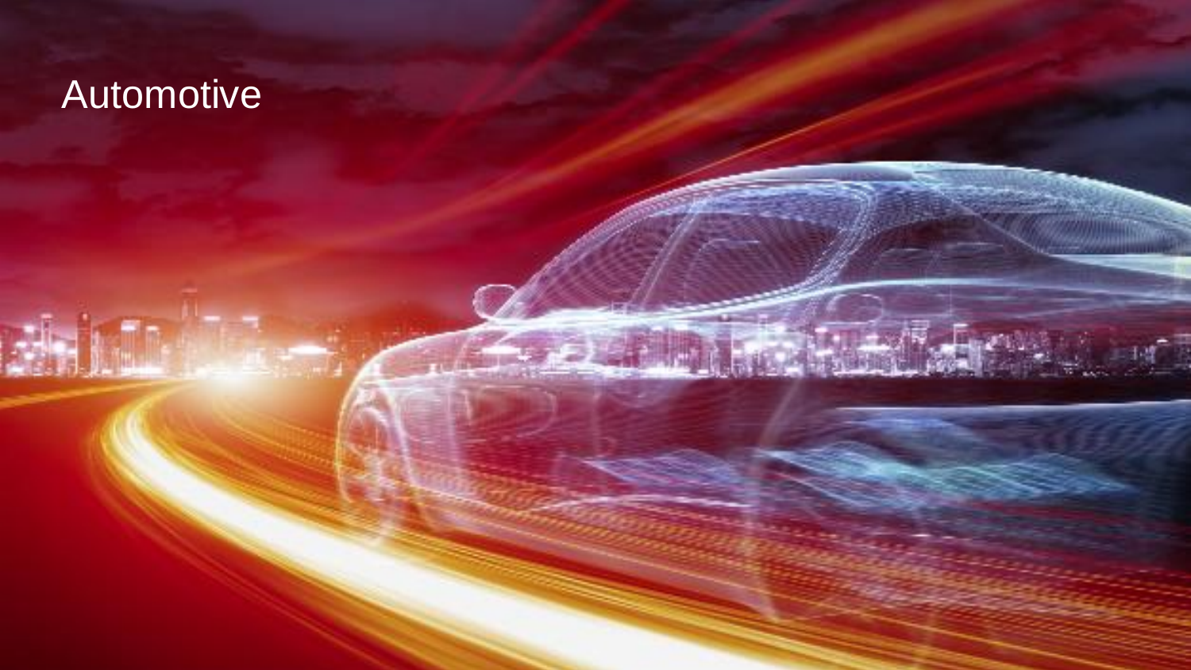# Automotive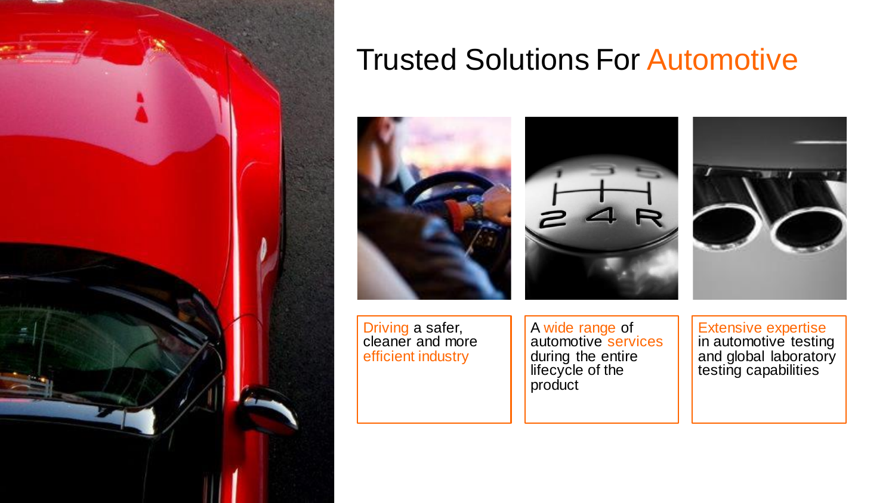# Trusted Solutions For Automotive

Driving a safer, cleaner and more efficient industry

A wide range of automotive services during the entire lifecycle of the product

Extensive expertise in automotive testing and global laboratory testing capabilities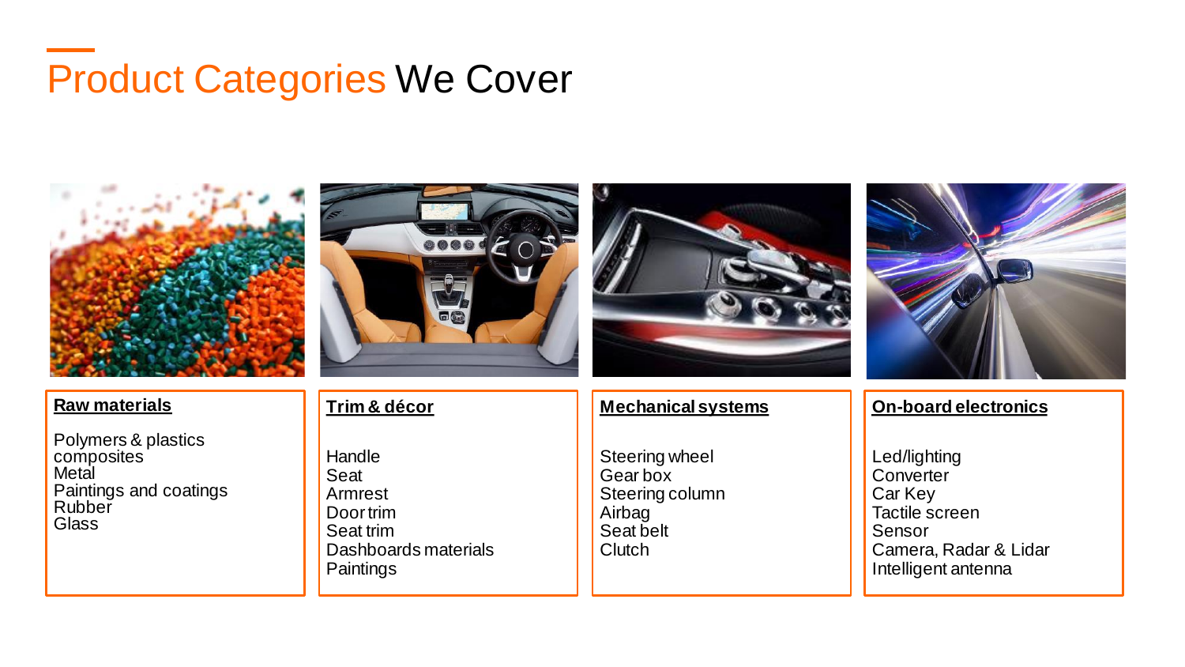# Product Categories We Cover

**Raw materials**

Polymers & plastics
composites
Metal
Paintings and coatings
Rubber
Glass

**Trim & décor**

Handle
Seat
Armrest
Door trim
Seat trim
Dashboards materials
Paintings

**Mechanical systems**

Steering wheel
Gear box
Steering column
Airbag
Seat belt
Clutch

**On-board electronics**

Led/lighting
Converter
Car Key
Tactile screen
Sensor
Camera, Radar & Lidar
Intelligent antenna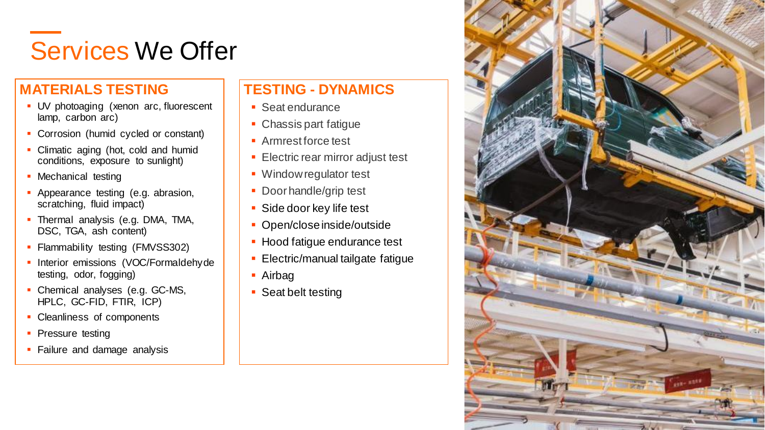# Services We Offer

## MATERIALS TESTING

- UV photoaging (xenon arc, fluorescent lamp, carbon arc)
- Corrosion (humid cycled or constant)
- Climatic aging (hot, cold and humid conditions, exposure to sunlight)
- Mechanical testing
- Appearance testing (e.g. abrasion, scratching, fluid impact)
- Thermal analysis (e.g. DMA, TMA, DSC, TGA, ash content)
- Flammability testing (FMVSS302)
- Interior emissions (VOC/Formaldehyde testing, odor, fogging)
- Chemical analyses (e.g. GC-MS, HPLC, GC-FID, FTIR, ICP)
- Cleanliness of components
- Pressure testing
- Failure and damage analysis

## TESTING - DYNAMICS

- Seat endurance
- Chassis part fatigue
- Armrest force test
- Electric rear mirror adjust test
- Window regulator test
- Door handle/grip test
- Side door key life test
- Open/close inside/outside
- Hood fatigue endurance test
- Electric/manual tailgate fatigue
- Airbag
- Seat belt testing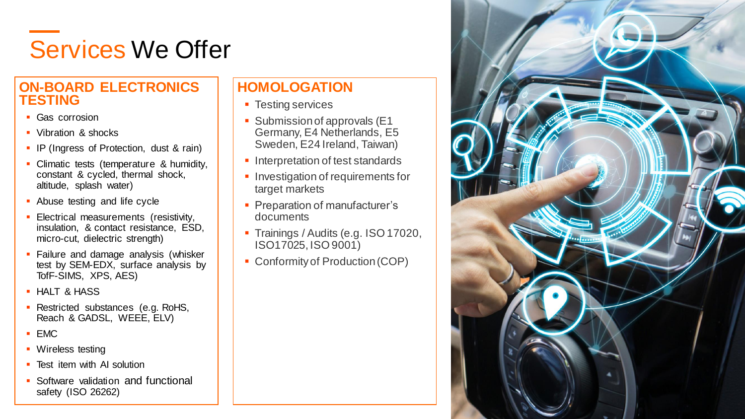# Services We Offer

## ON-BOARD ELECTRONICS TESTING

- Gas corrosion
- Vibration & shocks
- IP (Ingress of Protection, dust & rain)
- Climatic tests (temperature & humidity, constant & cycled, thermal shock, altitude, splash water)
- Abuse testing and life cycle
- Electrical measurements (resistivity, insulation, & contact resistance, ESD, micro-cut, dielectric strength)
- Failure and damage analysis (whisker test by SEM-EDX, surface analysis by TofF-SIMS, XPS, AES)
- HALT & HASS
- Restricted substances (e.g. RoHS, Reach & GADSL, WEEE, ELV)
- EMC
- Wireless testing
- Test item with AI solution
- Software validation and functional safety (ISO 26262)

## HOMOLOGATION

- Testing services
- Submission of approvals (E1 Germany, E4 Netherlands, E5 Sweden, E24 Ireland, Taiwan)
- Interpretation of test standards
- Investigation of requirements for target markets
- Preparation of manufacturer's documents
- Trainings / Audits (e.g. ISO 17020, ISO17025, ISO 9001)
- Conformity of Production (COP)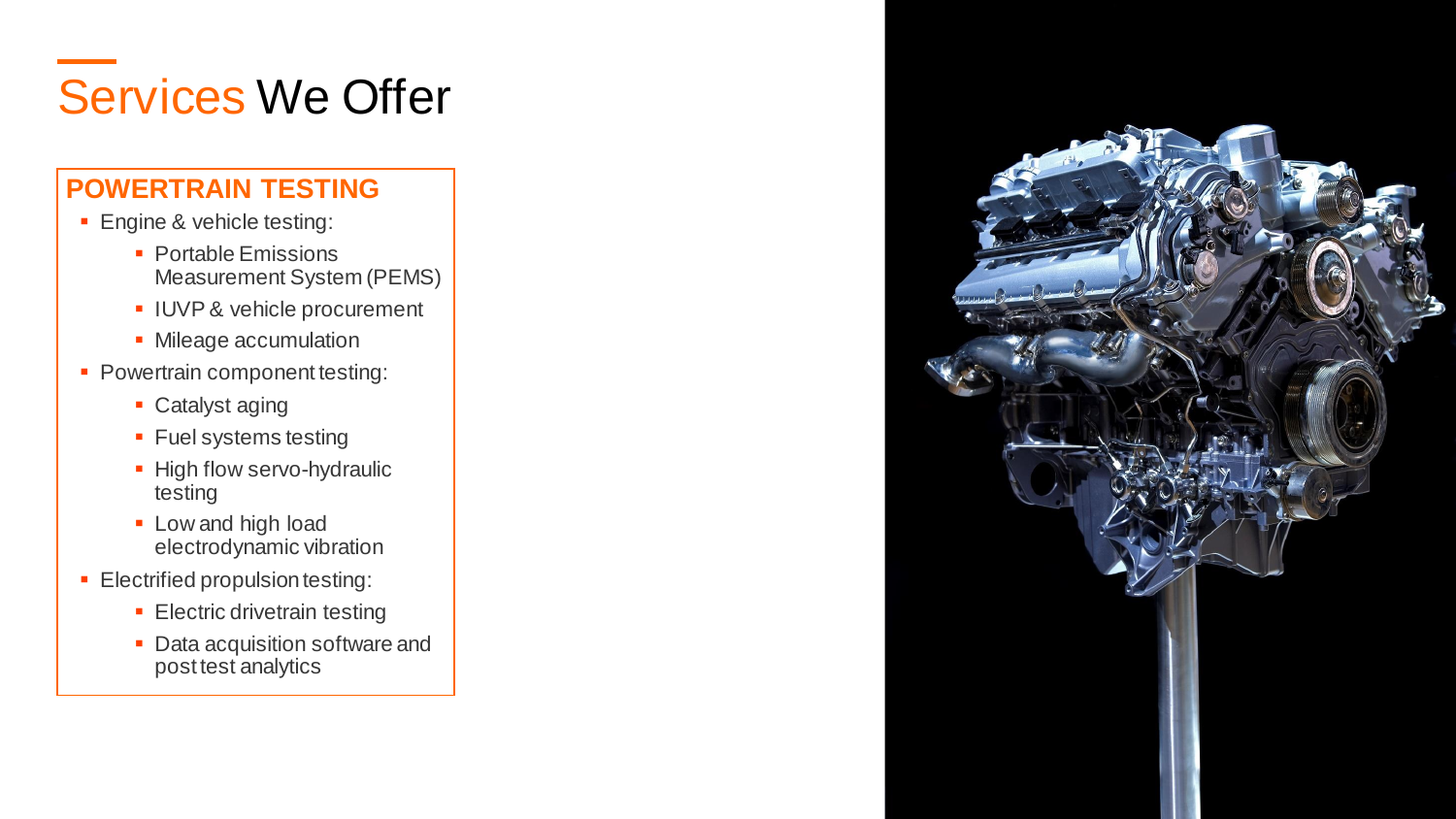# Services We Offer

## POWERTRAIN TESTING

- Engine & vehicle testing:
  - Portable Emissions Measurement System (PEMS)
  - IUVP & vehicle procurement
  - Mileage accumulation
- Powertrain component testing:
  - Catalyst aging
  - Fuel systems testing
  - High flow servo-hydraulic testing
  - Low and high load electrodynamic vibration
- Electrified propulsion testing:
  - Electric drivetrain testing
  - Data acquisition software and post test analytics